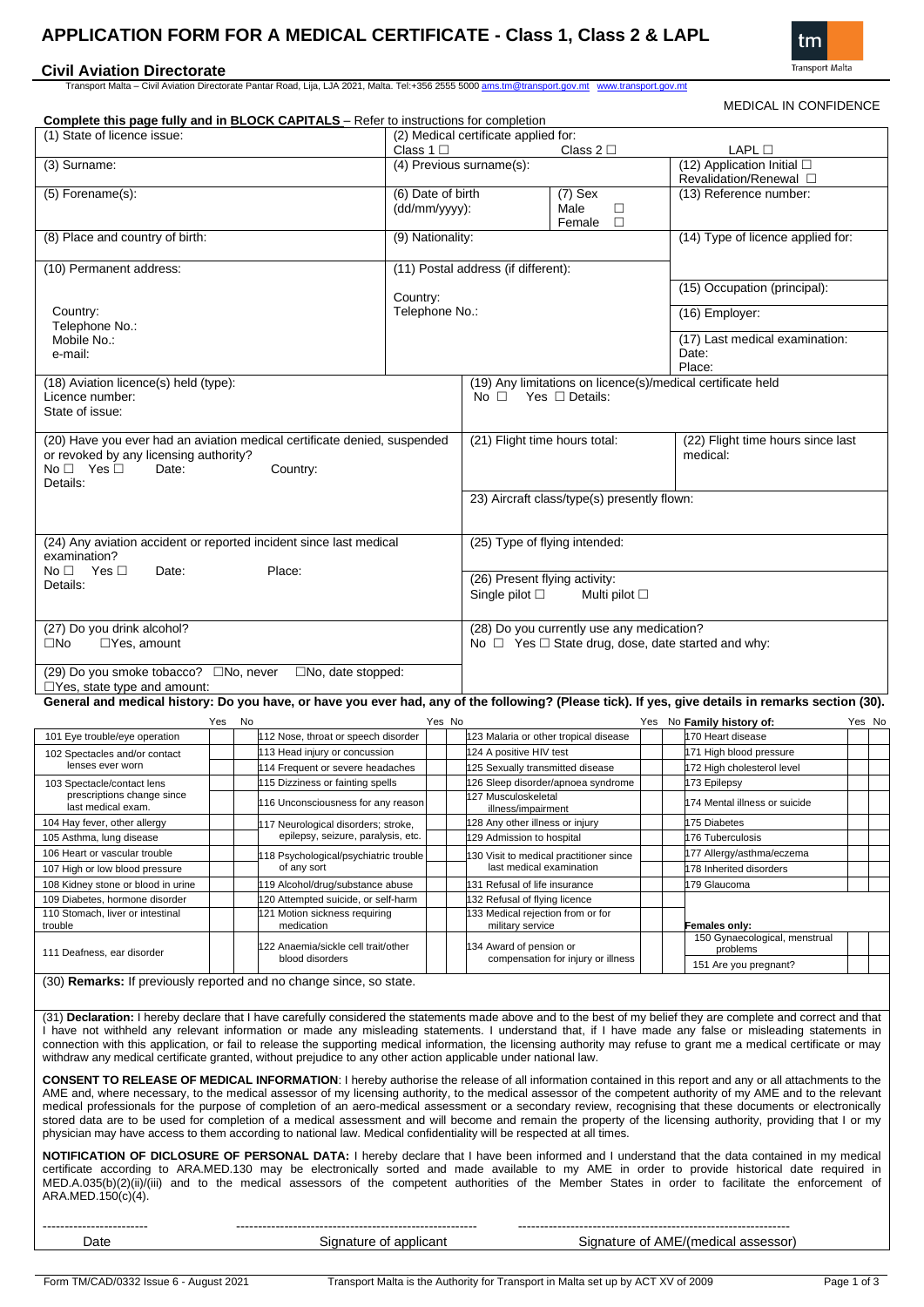# APPLICATION FORM FOR A MEDICAL CERTIFICATE - Class 1, Class 2 & LAPL

**Civil Aviation Directorate**

Transport Malta – Civil Aviation Directorate Pantar Road, Lija, LJA 2021, Malta. Tel:+356 2555 5000 ams.tm@transport.gov.mt www.transport.gov.mt

tm Transport Malta

MEDICAL IN CONFIDENCE

**Complete this page fully and in BLOCK CAPITALS** – Refer to instructions for completion

| | | |
|---|---|---|
| (1) State of licence issue: | (2) Medical certificate applied for: Class 1 ☐ Class 2 ☐ LAPL ☐ | |
| (3) Surname: | (4) Previous surname(s): | (12) Application Initial ☐ Revalidation/Renewal ☐ |
| (5) Forename(s): | (6) Date of birth (dd/mm/yyyy): (7) Sex Male ☐ Female ☐ | (13) Reference number: |
| (8) Place and country of birth: | (9) Nationality: | (14) Type of licence applied for: |
| (10) Permanent address: Country: Telephone No.: Mobile No.: e-mail: | (11) Postal address (if different): Country: Telephone No.: | (15) Occupation (principal): (16) Employer: (17) Last medical examination: Date: Place: |
| (18) Aviation licence(s) held (type): Licence number: State of issue: | (19) Any limitations on licence(s)/medical certificate held No ☐ Yes ☐ Details: | |
| (20) Have you ever had an aviation medical certificate denied, suspended or revoked by any licensing authority? No ☐ Yes ☐ Date: Country: Details: | (21) Flight time hours total: | (22) Flight time hours since last medical: |
| | 23) Aircraft class/type(s) presently flown: | |
| (24) Any aviation accident or reported incident since last medical examination? No ☐ Yes ☐ Date: Place: Details: | (25) Type of flying intended: | |
| | (26) Present flying activity: Single pilot ☐ Multi pilot ☐ | |
| (27) Do you drink alcohol? ☐No ☐Yes, amount | (28) Do you currently use any medication? No ☐ Yes ☐ State drug, dose, date started and why: | |
| (29) Do you smoke tobacco? ☐No, never ☐No, date stopped: ☐Yes, state type and amount: | | |

**General and medical history: Do you have, or have you ever had, any of the following? (Please tick). If yes, give details in remarks section (30).**

| | Yes | No | | Yes | No | | Yes | No | **Family history of:** | Yes | No |
|---|---|---|---|---|---|---|---|---|---|---|---|
| 101 Eye trouble/eye operation | | | 112 Nose, throat or speech disorder | | | 123 Malaria or other tropical disease | | | 170 Heart disease | | |
| 102 Spectacles and/or contact lenses ever worn | | | 113 Head injury or concussion | | | 124 A positive HIV test | | | 171 High blood pressure | | |
| | | | 114 Frequent or severe headaches | | | 125 Sexually transmitted disease | | | 172 High cholesterol level | | |
| 103 Spectacle/contact lens prescriptions change since last medical exam. | | | 115 Dizziness or fainting spells | | | 126 Sleep disorder/apnoea syndrome | | | 173 Epilepsy | | |
| | | | 116 Unconsciousness for any reason | | | 127 Musculoskeletal illness/impairment | | | 174 Mental illness or suicide | | |
| 104 Hay fever, other allergy | | | 117 Neurological disorders; stroke, epilepsy, seizure, paralysis, etc. | | | 128 Any other illness or injury | | | 175 Diabetes | | |
| 105 Asthma, lung disease | | | | | | 129 Admission to hospital | | | 176 Tuberculosis | | |
| 106 Heart or vascular trouble | | | 118 Psychological/psychiatric trouble of any sort | | | 130 Visit to medical practitioner since last medical examination | | | 177 Allergy/asthma/eczema | | |
| 107 High or low blood pressure | | | | | | | | | 178 Inherited disorders | | |
| 108 Kidney stone or blood in urine | | | 119 Alcohol/drug/substance abuse | | | 131 Refusal of life insurance | | | 179 Glaucoma | | |
| 109 Diabetes, hormone disorder | | | 120 Attempted suicide, or self-harm | | | 132 Refusal of flying licence | | | | | |
| 110 Stomach, liver or intestinal trouble | | | 121 Motion sickness requiring medication | | | 133 Medical rejection from or for military service | | | **Females only:** | | |
| 111 Deafness, ear disorder | | | 122 Anaemia/sickle cell trait/other blood disorders | | | 134 Award of pension or compensation for injury or illness | | | 150 Gynaecological, menstrual problems | | |
| | | | | | | | | | 151 Are you pregnant? | | |

(30) **Remarks:** If previously reported and no change since, so state.

(31) **Declaration:** I hereby declare that I have carefully considered the statements made above and to the best of my belief they are complete and correct and that I have not withheld any relevant information or made any misleading statements. I understand that, if I have made any false or misleading statements in connection with this application, or fail to release the supporting medical information, the licensing authority may refuse to grant me a medical certificate or may withdraw any medical certificate granted, without prejudice to any other action applicable under national law.

**CONSENT TO RELEASE OF MEDICAL INFORMATION**: I hereby authorise the release of all information contained in this report and any or all attachments to the AME and, where necessary, to the medical assessor of my licensing authority, to the medical assessor of the competent authority of my AME and to the relevant medical professionals for the purpose of completion of an aero-medical assessment or a secondary review, recognising that these documents or electronically stored data are to be used for completion of a medical assessment and will become and remain the property of the licensing authority, providing that I or my physician may have access to them according to national law. Medical confidentiality will be respected at all times.

**NOTIFICATION OF DISCLOSURE OF PERSONAL DATA:** I hereby declare that I have been informed and I understand that the data contained in my medical certificate according to ARA.MED.130 may be electronically sorted and made available to my AME in order to provide historical date required in MED.A.035(b)(2)(ii)/(iii) and to the medical assessors of the competent authorities of the Member States in order to facilitate the enforcement of ARA.MED.150(c)(4).

| ------------------------ | ------------------------------------------------------- | ------------------------------------------------------------- |
|---|---|---|
| Date | Signature of applicant | Signature of AME/(medical assessor) |

Form TM/CAD/0332 Issue 6 - August 2021 Transport Malta is the Authority for Transport in Malta set up by ACT XV of 2009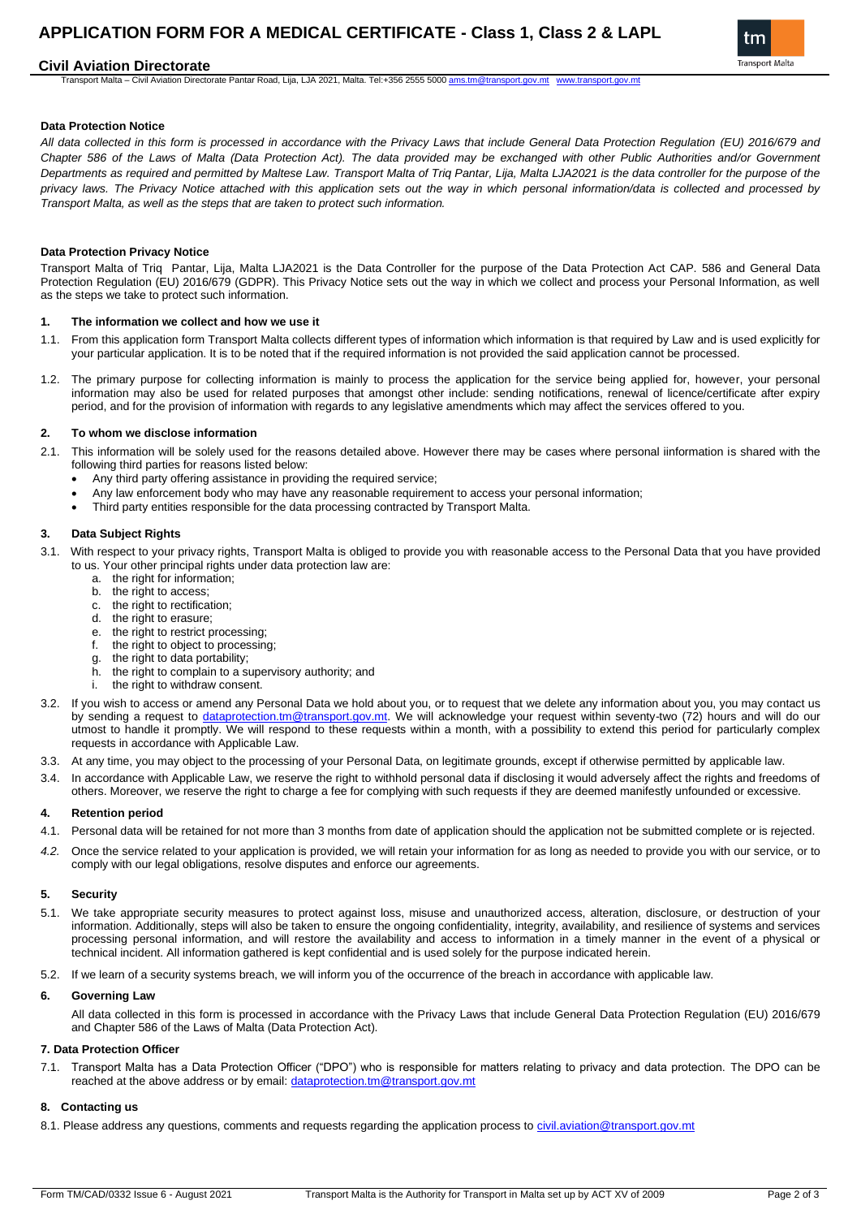# APPLICATION FORM FOR A MEDICAL CERTIFICATE - Class 1, Class 2 & LAPL

**Civil Aviation Directorate**

Transport Malta – Civil Aviation Directorate Pantar Road, Lija, LJA 2021, Malta. Tel:+356 2555 5000 ams.tm@transport.gov.mt www.transport.gov.mt

**Data Protection Notice**

*All data collected in this form is processed in accordance with the Privacy Laws that include General Data Protection Regulation (EU) 2016/679 and Chapter 586 of the Laws of Malta (Data Protection Act). The data provided may be exchanged with other Public Authorities and/or Government Departments as required and permitted by Maltese Law. Transport Malta of Triq Pantar, Lija, Malta LJA2021 is the data controller for the purpose of the privacy laws. The Privacy Notice attached with this application sets out the way in which personal information/data is collected and processed by Transport Malta, as well as the steps that are taken to protect such information.*

**Data Protection Privacy Notice**

Transport Malta of Triq Pantar, Lija, Malta LJA2021 is the Data Controller for the purpose of the Data Protection Act CAP. 586 and General Data Protection Regulation (EU) 2016/679 (GDPR). This Privacy Notice sets out the way in which we collect and process your Personal Information, as well as the steps we take to protect such information.

**1. The information we collect and how we use it**

1.1. From this application form Transport Malta collects different types of information which information is that required by Law and is used explicitly for your particular application. It is to be noted that if the required information is not provided the said application cannot be processed.

1.2. The primary purpose for collecting information is mainly to process the application for the service being applied for, however, your personal information may also be used for related purposes that amongst other include: sending notifications, renewal of licence/certificate after expiry period, and for the provision of information with regards to any legislative amendments which may affect the services offered to you.

**2. To whom we disclose information**

2.1. This information will be solely used for the reasons detailed above. However there may be cases where personal iinformation is shared with the following third parties for reasons listed below:

- Any third party offering assistance in providing the required service;
- Any law enforcement body who may have any reasonable requirement to access your personal information;
- Third party entities responsible for the data processing contracted by Transport Malta.

**3. Data Subject Rights**

3.1. With respect to your privacy rights, Transport Malta is obliged to provide you with reasonable access to the Personal Data that you have provided to us. Your other principal rights under data protection law are:

a. the right for information;
b. the right to access;
c. the right to rectification;
d. the right to erasure;
e. the right to restrict processing;
f. the right to object to processing;
g. the right to data portability;
h. the right to complain to a supervisory authority; and
i. the right to withdraw consent.

3.2. If you wish to access or amend any Personal Data we hold about you, or to request that we delete any information about you, you may contact us by sending a request to dataprotection.tm@transport.gov.mt. We will acknowledge your request within seventy-two (72) hours and will do our utmost to handle it promptly. We will respond to these requests within a month, with a possibility to extend this period for particularly complex requests in accordance with Applicable Law.

3.3. At any time, you may object to the processing of your Personal Data, on legitimate grounds, except if otherwise permitted by applicable law.

3.4. In accordance with Applicable Law, we reserve the right to withhold personal data if disclosing it would adversely affect the rights and freedoms of others. Moreover, we reserve the right to charge a fee for complying with such requests if they are deemed manifestly unfounded or excessive.

**4. Retention period**

4.1. Personal data will be retained for not more than 3 months from date of application should the application not be submitted complete or is rejected.

*4.2.* Once the service related to your application is provided, we will retain your information for as long as needed to provide you with our service, or to comply with our legal obligations, resolve disputes and enforce our agreements.

**5. Security**

5.1. We take appropriate security measures to protect against loss, misuse and unauthorized access, alteration, disclosure, or destruction of your information. Additionally, steps will also be taken to ensure the ongoing confidentiality, integrity, availability, and resilience of systems and services processing personal information, and will restore the availability and access to information in a timely manner in the event of a physical or technical incident. All information gathered is kept confidential and is used solely for the purpose indicated herein.

5.2. If we learn of a security systems breach, we will inform you of the occurrence of the breach in accordance with applicable law.

**6. Governing Law**

All data collected in this form is processed in accordance with the Privacy Laws that include General Data Protection Regulation (EU) 2016/679 and Chapter 586 of the Laws of Malta (Data Protection Act).

**7. Data Protection Officer**

7.1. Transport Malta has a Data Protection Officer ("DPO") who is responsible for matters relating to privacy and data protection. The DPO can be reached at the above address or by email: dataprotection.tm@transport.gov.mt

**8. Contacting us**

8.1. Please address any questions, comments and requests regarding the application process to civil.aviation@transport.gov.mt

Form TM/CAD/0332 Issue 6 - August 2021 | Transport Malta is the Authority for Transport in Malta set up by ACT XV of 2009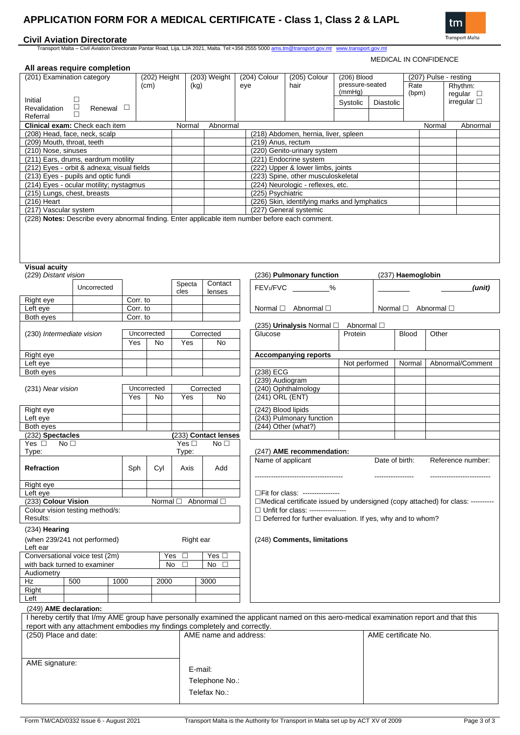# APPLICATION FORM FOR A MEDICAL CERTIFICATE - Class 1, Class 2 & LAPL

**Civil Aviation Directorate**

Transport Malta – Civil Aviation Directorate Pantar Road, Lija, LJA 2021, Malta. Tel:+356 2555 5000 ams.tm@transport.gov.mt www.transport.gov.mt

MEDICAL IN CONFIDENCE

**All areas require completion**

| (201) Examination category | (202) Height (cm) | (203) Weight (kg) | (204) Colour eye | (205) Colour hair | (206) Blood pressure-seated (mmHg) | | (207) Pulse - resting | |
|---|---|---|---|---|---|---|---|---|
| Initial ☐ Revalidation ☐ Renewal ☐ Referral ☐ | | | | | Systolic | Diastolic | Rate (bpm) | Rhythm: regular ☐ irregular ☐ |

| **Clinical exam:** Check each item | Normal | Abnormal | | Normal | Abnormal |
|---|---|---|---|---|---|
| (208) Head, face, neck, scalp | | | (218) Abdomen, hernia, liver, spleen | | |
| (209) Mouth, throat, teeth | | | (219) Anus, rectum | | |
| (210) Nose, sinuses | | | (220) Genito-urinary system | | |
| (211) Ears, drums, eardrum motility | | | (221) Endocrine system | | |
| (212) Eyes - orbit & adnexa; visual fields | | | (222) Upper & lower limbs, joints | | |
| (213) Eyes - pupils and optic fundi | | | (223) Spine, other musculoskeletal | | |
| (214) Eyes - ocular motility; nystagmus | | | (224) Neurologic - reflexes, etc. | | |
| (215) Lungs, chest, breasts | | | (225) Psychiatric | | |
| (216) Heart | | | (226) Skin, identifying marks and lymphatics | | |
| (217) Vascular system | | | (227) General systemic | | |

(228) **Notes:** Describe every abnormal finding. Enter applicable item number before each comment.

**Visual acuity**

(229) *Distant vision*

| | Uncorrected | | Spectacles | Contact lenses |
|---|---|---|---|---|
| Right eye | | Corr. to | | |
| Left eye | | Corr. to | | |
| Both eyes | | Corr. to | | |

| (230) *Intermediate vision* | Uncorrected | | Corrected | |
|---|---|---|---|---|
| | Yes | No | Yes | No |
| Right eye | | | | |
| Left eye | | | | |
| Both eyes | | | | |

| (231) *Near vision* | Uncorrected | | Corrected | |
|---|---|---|---|---|
| | Yes | No | Yes | No |
| Right eye | | | | |
| Left eye | | | | |
| Both eyes | | | | |

(232) **Spectacles** Yes ☐ No ☐ Type:

(233) **Contact lenses** Yes ☐ No ☐ Type:

| **Refraction** | Sph | Cyl | Axis | Add |
|---|---|---|---|---|
| Right eye | | | | |
| Left eye | | | | |

(233) **Colour Vision** Normal ☐ Abnormal ☐

Colour vision testing method/s:

Results:

(234) **Hearing**

| (when 239/241 not performed) | Right ear | Left ear |
|---|---|---|
| Conversational voice test (2m) with back turned to examiner | Yes ☐ No ☐ | Yes ☐ No ☐ |

| Audiometry | | | | |
|---|---|---|---|---|
| Hz | 500 | 1000 | 2000 | 3000 |
| Right | | | | |
| Left | | | | |

(236) **Pulmonary function**

FEV₁/FVC ________%

Normal ☐ Abnormal ☐

(237) **Haemoglobin**

________ ________*(unit)*

Normal ☐ Abnormal ☐

(235) **Urinalysis** Normal ☐ Abnormal ☐

| Glucose | Protein | Blood | Other |
|---|---|---|---|
| | | | |

| **Accompanying reports** | Not performed | Normal | Abnormal/Comment |
|---|---|---|---|
| (238) ECG | | | |
| (239) Audiogram | | | |
| (240) Ophthalmology | | | |
| (241) ORL (ENT) | | | |
| (242) Blood lipids | | | |
| (243) Pulmonary function | | | |
| (244) Other (what?) | | | |

(247) **AME recommendation:**

| Name of applicant | Date of birth: | Reference number: |
|---|---|---|
| ------------------------------------- | ---------------- | ------------------------- |

☐Fit for class: ----------------

☐Medical certificate issued by undersigned (copy attached) for class: ----------

☐ Unfit for class: ----------------

☐ Deferred for further evaluation. If yes, why and to whom?

(248) **Comments, limitations**

(249) **AME declaration:**

I hereby certify that I/my AME group have personally examined the applicant named on this aero-medical examination report and that this report with any attachment embodies my findings completely and correctly.

| (250) Place and date: | AME name and address: | AME certificate No. |
|---|---|---|
| AME signature: | E-mail: Telephone No.: Telefax No.: | |

Form TM/CAD/0332 Issue 6 - August 2021 — Transport Malta is the Authority for Transport in Malta set up by ACT XV of 2009